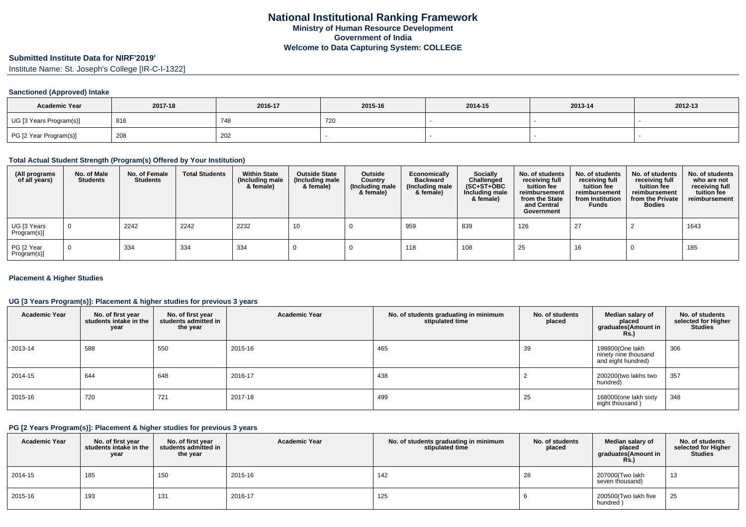# National Institutional Ranking Framework
## Ministry of Human Resource Development
## Government of India
## Welcome to Data Capturing System: COLLEGE

**Submitted Institute Data for NIRF'2019'**

Institute Name: St. Joseph's College [IR-C-I-1322]

### Sanctioned (Approved) Intake

| Academic Year | 2017-18 | 2016-17 | 2015-16 | 2014-15 | 2013-14 | 2012-13 |
|---|---|---|---|---|---|---|
| UG [3 Years Program(s)] | 816 | 748 | 720 | - | - | - |
| PG [2 Year Program(s)] | 208 | 202 | - | - | - | - |

### Total Actual Student Strength (Program(s) Offered by Your Institution)

| (All programs of all years) | No. of Male Students | No. of Female Students | Total Students | Within State (Including male & female) | Outside State (Including male & female) | Outside Country (Including male & female) | Economically Backward (Including male & female) | Socially Challenged (SC+ST+OBC Including male & female) | No. of students receiving full tuition fee reimbursement from the State and Central Government | No. of students receiving full tuition fee reimbursement from Institution Funds | No. of students receiving full tuition fee reimbursement from the Private Bodies | No. of students who are not receiving full tuition fee reimbursement |
|---|---|---|---|---|---|---|---|---|---|---|---|---|
| UG [3 Years Program(s)] | 0 | 2242 | 2242 | 2232 | 10 | 0 | 959 | 839 | 126 | 27 | 2 | 1643 |
| PG [2 Year Program(s)] | 0 | 334 | 334 | 334 | 0 | 0 | 118 | 108 | 25 | 16 | 0 | 185 |

### Placement & Higher Studies

#### UG [3 Years Program(s)]: Placement & higher studies for previous 3 years

| Academic Year | No. of first year students intake in the year | No. of first year students admitted in the year | Academic Year | No. of students graduating in minimum stipulated time | No. of students placed | Median salary of placed graduates(Amount in Rs.) | No. of students selected for Higher Studies |
|---|---|---|---|---|---|---|---|
| 2013-14 | 588 | 550 | 2015-16 | 465 | 39 | 199800(One lakh ninety nine thousand and eight hundred) | 306 |
| 2014-15 | 644 | 648 | 2016-17 | 438 | 2 | 200200(two lakhs two hundred) | 357 |
| 2015-16 | 720 | 721 | 2017-18 | 499 | 25 | 168000(one lakh sixty eight thousand ) | 348 |

#### PG [2 Years Program(s)]: Placement & higher studies for previous 3 years

| Academic Year | No. of first year students intake in the year | No. of first year students admitted in the year | Academic Year | No. of students graduating in minimum stipulated time | No. of students placed | Median salary of placed graduates(Amount in Rs.) | No. of students selected for Higher Studies |
|---|---|---|---|---|---|---|---|
| 2014-15 | 185 | 150 | 2015-16 | 142 | 28 | 207000(Two lakh seven thousand) | 13 |
| 2015-16 | 193 | 131 | 2016-17 | 125 | 6 | 200500(Two lakh five hundred ) | 25 |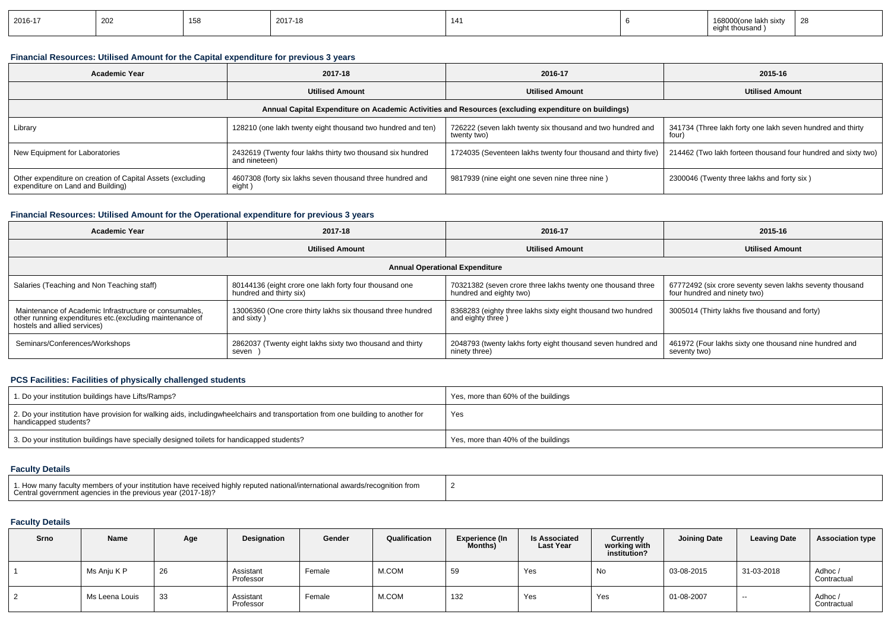| 2016-17 | 202 | 158 | 2017-18 | 141 | 6 | 168000(one lakh sixty eight thousand ) | 28 |
|---|---|---|---|---|---|---|---|

### Financial Resources: Utilised Amount for the Capital expenditure for previous 3 years

| Academic Year | 2017-18 | 2016-17 | 2015-16 |
|---|---|---|---|
| | Utilised Amount | Utilised Amount | Utilised Amount |
| Annual Capital Expenditure on Academic Activities and Resources (excluding expenditure on buildings) | | | |
| Library | 128210 (one lakh twenty eight thousand two hundred and ten) | 726222 (seven lakh twenty six thousand and two hundred and twenty two) | 341734 (Three lakh forty one lakh seven hundred and thirty four) |
| New Equipment for Laboratories | 2432619 (Twenty four lakhs thirty two thousand six hundred and nineteen) | 1724035 (Seventeen lakhs twenty four thousand and thirty five) | 214462 (Two lakh forteen thousand four hundred and sixty two) |
| Other expenditure on creation of Capital Assets (excluding expenditure on Land and Building) | 4607308 (forty six lakhs seven thousand three hundred and eight ) | 9817939 (nine eight one seven nine three nine ) | 2300046 (Twenty three lakhs and forty six ) |

### Financial Resources: Utilised Amount for the Operational expenditure for previous 3 years

| Academic Year | 2017-18 | 2016-17 | 2015-16 |
|---|---|---|---|
| | Utilised Amount | Utilised Amount | Utilised Amount |
| Annual Operational Expenditure | | | |
| Salaries (Teaching and Non Teaching staff) | 80144136 (eight crore one lakh forty four thousand one hundred and thirty six) | 70321382 (seven crore three lakhs twenty one thousand three hundred and eighty two) | 67772492 (six crore seventy seven lakhs seventy thousand four hundred and ninety two) |
| Maintenance of Academic Infrastructure or consumables, other running expenditures etc.(excluding maintenance of hostels and allied services) | 13006360 (One crore thirty lakhs six thousand three hundred and sixty ) | 8368283 (eighty three lakhs sixty eight thousand two hundred and eighty three ) | 3005014 (Thirty lakhs five thousand and forty) |
| Seminars/Conferences/Workshops | 2862037 (Twenty eight lakhs sixty two thousand and thirty seven ) | 2048793 (twenty lakhs forty eight thousand seven hundred and ninety three) | 461972 (Four lakhs sixty one thousand nine hundred and seventy two) |

### PCS Facilities: Facilities of physically challenged students

| | |
|---|---|
| 1. Do your institution buildings have Lifts/Ramps? | Yes, more than 60% of the buildings |
| 2. Do your institution have provision for walking aids, includingwheelchairs and transportation from one building to another for handicapped students? | Yes |
| 3. Do your institution buildings have specially designed toilets for handicapped students? | Yes, more than 40% of the buildings |

### Faculty Details

| | |
|---|---|
| 1. How many faculty members of your institution have received highly reputed national/international awards/recognition from Central government agencies in the previous year (2017-18)? | 2 |

### Faculty Details

| Srno | Name | Age | Designation | Gender | Qualification | Experience (In Months) | Is Associated Last Year | Currently working with institution? | Joining Date | Leaving Date | Association type |
|---|---|---|---|---|---|---|---|---|---|---|---|
| 1 | Ms Anju K P | 26 | Assistant Professor | Female | M.COM | 59 | Yes | No | 03-08-2015 | 31-03-2018 | Adhoc / Contractual |
| 2 | Ms Leena Louis | 33 | Assistant Professor | Female | M.COM | 132 | Yes | Yes | 01-08-2007 | -- | Adhoc / Contractual |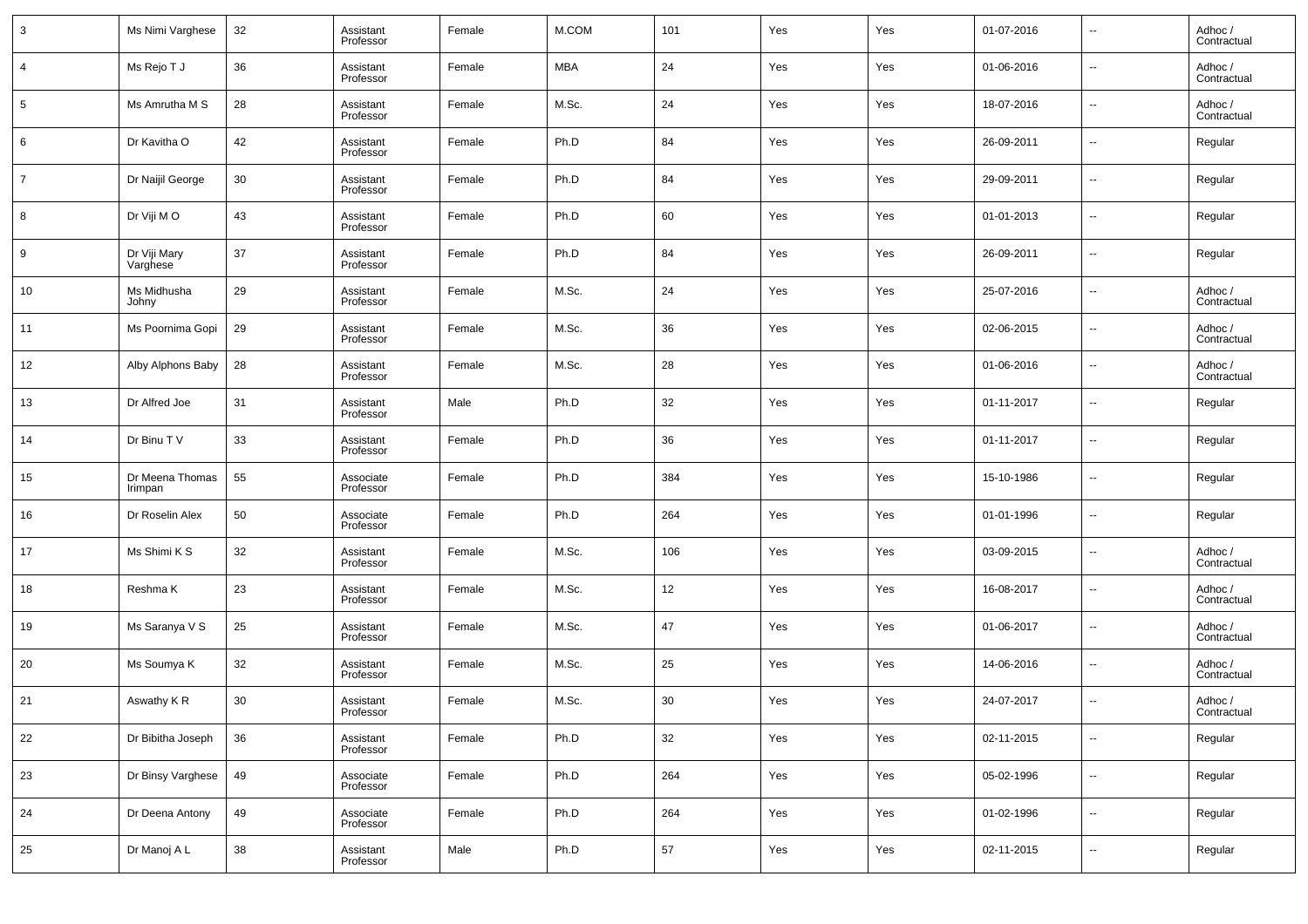| 3 | Ms Nimi Varghese | 32 | Assistant Professor | Female | M.COM | 101 | Yes | Yes | 01-07-2016 | -- | Adhoc / Contractual |
|---|---|---|---|---|---|---|---|---|---|---|---|
| 4 | Ms Rejo T J | 36 | Assistant Professor | Female | MBA | 24 | Yes | Yes | 01-06-2016 | -- | Adhoc / Contractual |
| 5 | Ms Amrutha M S | 28 | Assistant Professor | Female | M.Sc. | 24 | Yes | Yes | 18-07-2016 | -- | Adhoc / Contractual |
| 6 | Dr Kavitha O | 42 | Assistant Professor | Female | Ph.D | 84 | Yes | Yes | 26-09-2011 | -- | Regular |
| 7 | Dr Naijil George | 30 | Assistant Professor | Female | Ph.D | 84 | Yes | Yes | 29-09-2011 | -- | Regular |
| 8 | Dr Viji M O | 43 | Assistant Professor | Female | Ph.D | 60 | Yes | Yes | 01-01-2013 | -- | Regular |
| 9 | Dr Viji Mary Varghese | 37 | Assistant Professor | Female | Ph.D | 84 | Yes | Yes | 26-09-2011 | -- | Regular |
| 10 | Ms Midhusha Johny | 29 | Assistant Professor | Female | M.Sc. | 24 | Yes | Yes | 25-07-2016 | -- | Adhoc / Contractual |
| 11 | Ms Poornima Gopi | 29 | Assistant Professor | Female | M.Sc. | 36 | Yes | Yes | 02-06-2015 | -- | Adhoc / Contractual |
| 12 | Alby Alphons Baby | 28 | Assistant Professor | Female | M.Sc. | 28 | Yes | Yes | 01-06-2016 | -- | Adhoc / Contractual |
| 13 | Dr Alfred Joe | 31 | Assistant Professor | Male | Ph.D | 32 | Yes | Yes | 01-11-2017 | -- | Regular |
| 14 | Dr Binu T V | 33 | Assistant Professor | Female | Ph.D | 36 | Yes | Yes | 01-11-2017 | -- | Regular |
| 15 | Dr Meena Thomas Irimpan | 55 | Associate Professor | Female | Ph.D | 384 | Yes | Yes | 15-10-1986 | -- | Regular |
| 16 | Dr Roselin Alex | 50 | Associate Professor | Female | Ph.D | 264 | Yes | Yes | 01-01-1996 | -- | Regular |
| 17 | Ms Shimi K S | 32 | Assistant Professor | Female | M.Sc. | 106 | Yes | Yes | 03-09-2015 | -- | Adhoc / Contractual |
| 18 | Reshma K | 23 | Assistant Professor | Female | M.Sc. | 12 | Yes | Yes | 16-08-2017 | -- | Adhoc / Contractual |
| 19 | Ms Saranya V S | 25 | Assistant Professor | Female | M.Sc. | 47 | Yes | Yes | 01-06-2017 | -- | Adhoc / Contractual |
| 20 | Ms Soumya K | 32 | Assistant Professor | Female | M.Sc. | 25 | Yes | Yes | 14-06-2016 | -- | Adhoc / Contractual |
| 21 | Aswathy K R | 30 | Assistant Professor | Female | M.Sc. | 30 | Yes | Yes | 24-07-2017 | -- | Adhoc / Contractual |
| 22 | Dr Bibitha Joseph | 36 | Assistant Professor | Female | Ph.D | 32 | Yes | Yes | 02-11-2015 | -- | Regular |
| 23 | Dr Binsy Varghese | 49 | Associate Professor | Female | Ph.D | 264 | Yes | Yes | 05-02-1996 | -- | Regular |
| 24 | Dr Deena Antony | 49 | Associate Professor | Female | Ph.D | 264 | Yes | Yes | 01-02-1996 | -- | Regular |
| 25 | Dr Manoj A L | 38 | Assistant Professor | Male | Ph.D | 57 | Yes | Yes | 02-11-2015 | -- | Regular |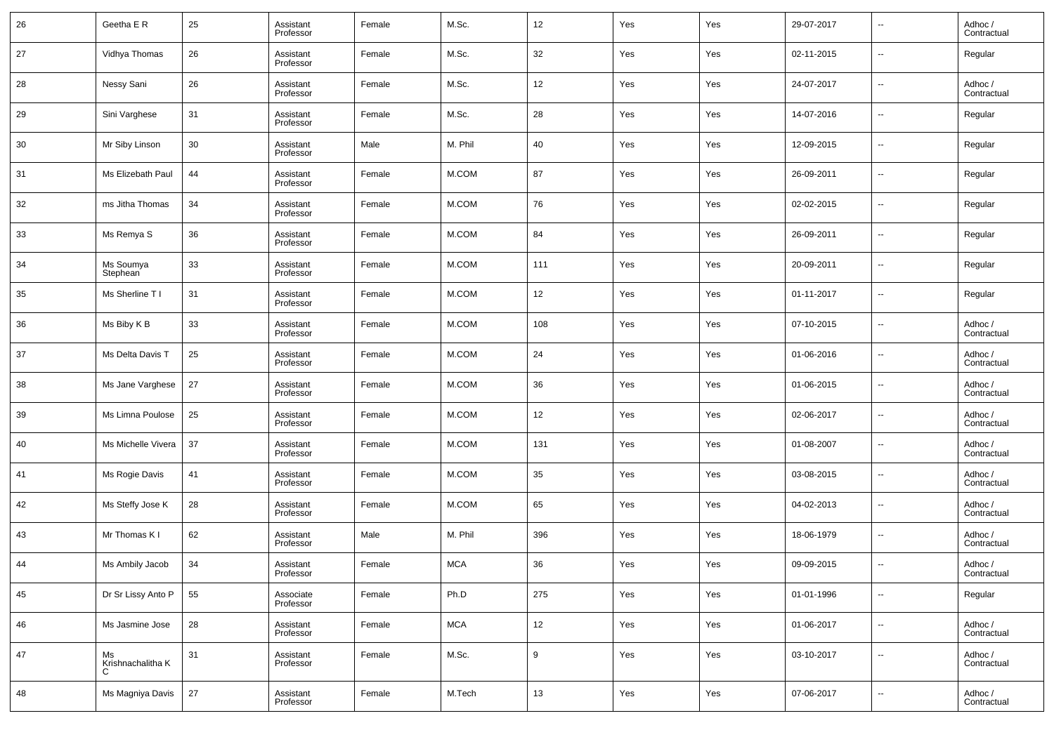| | | | | | | | | | | | |
|---|---|---|---|---|---|---|---|---|---|---|---|
| 26 | Geetha E R | 25 | Assistant Professor | Female | M.Sc. | 12 | Yes | Yes | 29-07-2017 | -- | Adhoc / Contractual |
| 27 | Vidhya Thomas | 26 | Assistant Professor | Female | M.Sc. | 32 | Yes | Yes | 02-11-2015 | -- | Regular |
| 28 | Nessy Sani | 26 | Assistant Professor | Female | M.Sc. | 12 | Yes | Yes | 24-07-2017 | -- | Adhoc / Contractual |
| 29 | Sini Varghese | 31 | Assistant Professor | Female | M.Sc. | 28 | Yes | Yes | 14-07-2016 | -- | Regular |
| 30 | Mr Siby Linson | 30 | Assistant Professor | Male | M. Phil | 40 | Yes | Yes | 12-09-2015 | -- | Regular |
| 31 | Ms Elizebath Paul | 44 | Assistant Professor | Female | M.COM | 87 | Yes | Yes | 26-09-2011 | -- | Regular |
| 32 | ms Jitha Thomas | 34 | Assistant Professor | Female | M.COM | 76 | Yes | Yes | 02-02-2015 | -- | Regular |
| 33 | Ms Remya S | 36 | Assistant Professor | Female | M.COM | 84 | Yes | Yes | 26-09-2011 | -- | Regular |
| 34 | Ms Soumya Stephean | 33 | Assistant Professor | Female | M.COM | 111 | Yes | Yes | 20-09-2011 | -- | Regular |
| 35 | Ms Sherline T I | 31 | Assistant Professor | Female | M.COM | 12 | Yes | Yes | 01-11-2017 | -- | Regular |
| 36 | Ms Biby K B | 33 | Assistant Professor | Female | M.COM | 108 | Yes | Yes | 07-10-2015 | -- | Adhoc / Contractual |
| 37 | Ms Delta Davis T | 25 | Assistant Professor | Female | M.COM | 24 | Yes | Yes | 01-06-2016 | -- | Adhoc / Contractual |
| 38 | Ms Jane Varghese | 27 | Assistant Professor | Female | M.COM | 36 | Yes | Yes | 01-06-2015 | -- | Adhoc / Contractual |
| 39 | Ms Limna Poulose | 25 | Assistant Professor | Female | M.COM | 12 | Yes | Yes | 02-06-2017 | -- | Adhoc / Contractual |
| 40 | Ms Michelle Vivera | 37 | Assistant Professor | Female | M.COM | 131 | Yes | Yes | 01-08-2007 | -- | Adhoc / Contractual |
| 41 | Ms Rogie Davis | 41 | Assistant Professor | Female | M.COM | 35 | Yes | Yes | 03-08-2015 | -- | Adhoc / Contractual |
| 42 | Ms Steffy Jose K | 28 | Assistant Professor | Female | M.COM | 65 | Yes | Yes | 04-02-2013 | -- | Adhoc / Contractual |
| 43 | Mr Thomas K I | 62 | Assistant Professor | Male | M. Phil | 396 | Yes | Yes | 18-06-1979 | -- | Adhoc / Contractual |
| 44 | Ms Ambily Jacob | 34 | Assistant Professor | Female | MCA | 36 | Yes | Yes | 09-09-2015 | -- | Adhoc / Contractual |
| 45 | Dr Sr Lissy Anto P | 55 | Associate Professor | Female | Ph.D | 275 | Yes | Yes | 01-01-1996 | -- | Regular |
| 46 | Ms Jasmine Jose | 28 | Assistant Professor | Female | MCA | 12 | Yes | Yes | 01-06-2017 | -- | Adhoc / Contractual |
| 47 | Ms Krishnachalitha K C | 31 | Assistant Professor | Female | M.Sc. | 9 | Yes | Yes | 03-10-2017 | -- | Adhoc / Contractual |
| 48 | Ms Magniya Davis | 27 | Assistant Professor | Female | M.Tech | 13 | Yes | Yes | 07-06-2017 | -- | Adhoc / Contractual |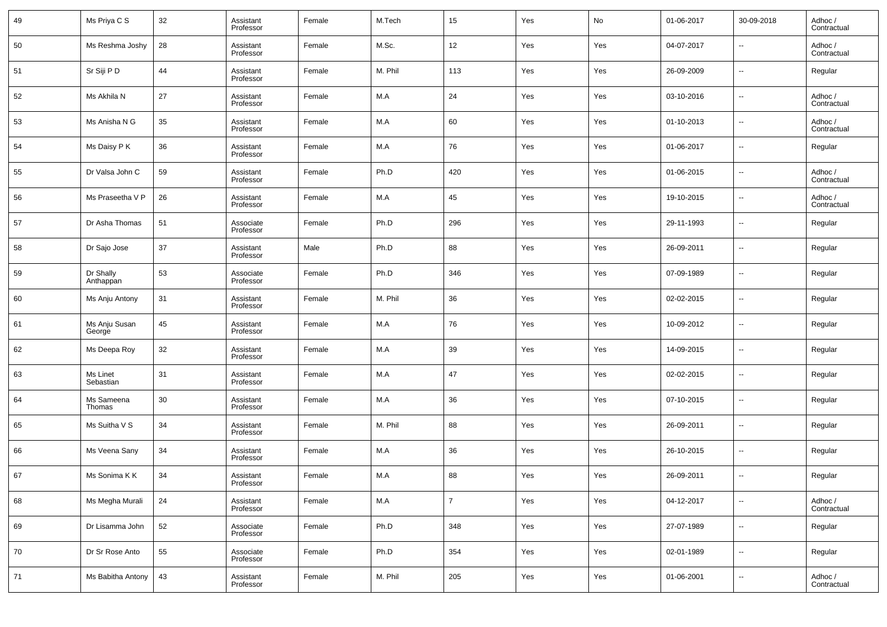| 49 | Ms Priya C S | 32 | Assistant Professor | Female | M.Tech | 15 | Yes | No | 01-06-2017 | 30-09-2018 | Adhoc / Contractual |
|---|---|---|---|---|---|---|---|---|---|---|---|
| 50 | Ms Reshma Joshy | 28 | Assistant Professor | Female | M.Sc. | 12 | Yes | Yes | 04-07-2017 | -- | Adhoc / Contractual |
| 51 | Sr Siji P D | 44 | Assistant Professor | Female | M. Phil | 113 | Yes | Yes | 26-09-2009 | -- | Regular |
| 52 | Ms Akhila N | 27 | Assistant Professor | Female | M.A | 24 | Yes | Yes | 03-10-2016 | -- | Adhoc / Contractual |
| 53 | Ms Anisha N G | 35 | Assistant Professor | Female | M.A | 60 | Yes | Yes | 01-10-2013 | -- | Adhoc / Contractual |
| 54 | Ms Daisy P K | 36 | Assistant Professor | Female | M.A | 76 | Yes | Yes | 01-06-2017 | -- | Regular |
| 55 | Dr Valsa John C | 59 | Assistant Professor | Female | Ph.D | 420 | Yes | Yes | 01-06-2015 | -- | Adhoc / Contractual |
| 56 | Ms Praseetha V P | 26 | Assistant Professor | Female | M.A | 45 | Yes | Yes | 19-10-2015 | -- | Adhoc / Contractual |
| 57 | Dr Asha Thomas | 51 | Associate Professor | Female | Ph.D | 296 | Yes | Yes | 29-11-1993 | -- | Regular |
| 58 | Dr Sajo Jose | 37 | Assistant Professor | Male | Ph.D | 88 | Yes | Yes | 26-09-2011 | -- | Regular |
| 59 | Dr Shally Anthappan | 53 | Associate Professor | Female | Ph.D | 346 | Yes | Yes | 07-09-1989 | -- | Regular |
| 60 | Ms Anju Antony | 31 | Assistant Professor | Female | M. Phil | 36 | Yes | Yes | 02-02-2015 | -- | Regular |
| 61 | Ms Anju Susan George | 45 | Assistant Professor | Female | M.A | 76 | Yes | Yes | 10-09-2012 | -- | Regular |
| 62 | Ms Deepa Roy | 32 | Assistant Professor | Female | M.A | 39 | Yes | Yes | 14-09-2015 | -- | Regular |
| 63 | Ms Linet Sebastian | 31 | Assistant Professor | Female | M.A | 47 | Yes | Yes | 02-02-2015 | -- | Regular |
| 64 | Ms Sameena Thomas | 30 | Assistant Professor | Female | M.A | 36 | Yes | Yes | 07-10-2015 | -- | Regular |
| 65 | Ms Suitha V S | 34 | Assistant Professor | Female | M. Phil | 88 | Yes | Yes | 26-09-2011 | -- | Regular |
| 66 | Ms Veena Sany | 34 | Assistant Professor | Female | M.A | 36 | Yes | Yes | 26-10-2015 | -- | Regular |
| 67 | Ms Sonima K K | 34 | Assistant Professor | Female | M.A | 88 | Yes | Yes | 26-09-2011 | -- | Regular |
| 68 | Ms Megha Murali | 24 | Assistant Professor | Female | M.A | 7 | Yes | Yes | 04-12-2017 | -- | Adhoc / Contractual |
| 69 | Dr Lisamma John | 52 | Associate Professor | Female | Ph.D | 348 | Yes | Yes | 27-07-1989 | -- | Regular |
| 70 | Dr Sr Rose Anto | 55 | Associate Professor | Female | Ph.D | 354 | Yes | Yes | 02-01-1989 | -- | Regular |
| 71 | Ms Babitha Antony | 43 | Assistant Professor | Female | M. Phil | 205 | Yes | Yes | 01-06-2001 | -- | Adhoc / Contractual |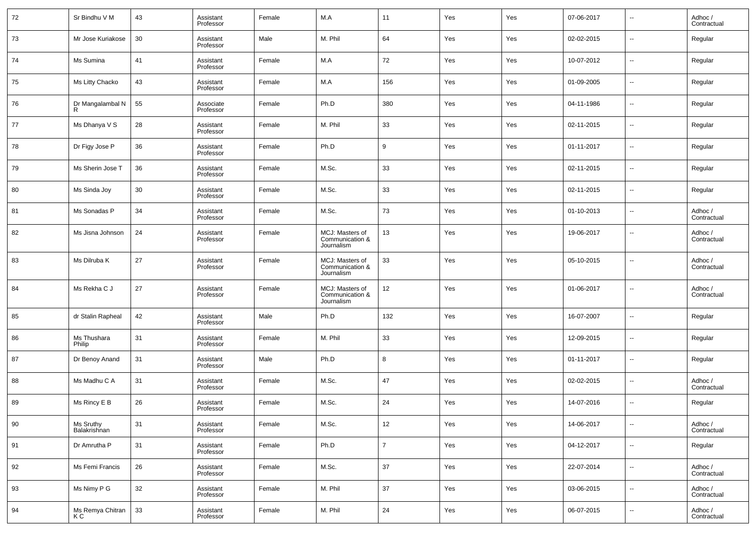| 72 | Sr Bindhu V M | 43 | Assistant Professor | Female | M.A | 11 | Yes | Yes | 07-06-2017 | -- | Adhoc / Contractual |
|---|---|---|---|---|---|---|---|---|---|---|---|
| 73 | Mr Jose Kuriakose | 30 | Assistant Professor | Male | M. Phil | 64 | Yes | Yes | 02-02-2015 | -- | Regular |
| 74 | Ms Sumina | 41 | Assistant Professor | Female | M.A | 72 | Yes | Yes | 10-07-2012 | -- | Regular |
| 75 | Ms Litty Chacko | 43 | Assistant Professor | Female | M.A | 156 | Yes | Yes | 01-09-2005 | -- | Regular |
| 76 | Dr Mangalambal N R | 55 | Associate Professor | Female | Ph.D | 380 | Yes | Yes | 04-11-1986 | -- | Regular |
| 77 | Ms Dhanya V S | 28 | Assistant Professor | Female | M. Phil | 33 | Yes | Yes | 02-11-2015 | -- | Regular |
| 78 | Dr Figy Jose P | 36 | Assistant Professor | Female | Ph.D | 9 | Yes | Yes | 01-11-2017 | -- | Regular |
| 79 | Ms Sherin Jose T | 36 | Assistant Professor | Female | M.Sc. | 33 | Yes | Yes | 02-11-2015 | -- | Regular |
| 80 | Ms Sinda Joy | 30 | Assistant Professor | Female | M.Sc. | 33 | Yes | Yes | 02-11-2015 | -- | Regular |
| 81 | Ms Sonadas P | 34 | Assistant Professor | Female | M.Sc. | 73 | Yes | Yes | 01-10-2013 | -- | Adhoc / Contractual |
| 82 | Ms Jisna Johnson | 24 | Assistant Professor | Female | MCJ: Masters of Communication & Journalism | 13 | Yes | Yes | 19-06-2017 | -- | Adhoc / Contractual |
| 83 | Ms Dilruba K | 27 | Assistant Professor | Female | MCJ: Masters of Communication & Journalism | 33 | Yes | Yes | 05-10-2015 | -- | Adhoc / Contractual |
| 84 | Ms Rekha C J | 27 | Assistant Professor | Female | MCJ: Masters of Communication & Journalism | 12 | Yes | Yes | 01-06-2017 | -- | Adhoc / Contractual |
| 85 | dr Stalin Rapheal | 42 | Assistant Professor | Male | Ph.D | 132 | Yes | Yes | 16-07-2007 | -- | Regular |
| 86 | Ms Thushara Philip | 31 | Assistant Professor | Female | M. Phil | 33 | Yes | Yes | 12-09-2015 | -- | Regular |
| 87 | Dr Benoy Anand | 31 | Assistant Professor | Male | Ph.D | 8 | Yes | Yes | 01-11-2017 | -- | Regular |
| 88 | Ms Madhu C A | 31 | Assistant Professor | Female | M.Sc. | 47 | Yes | Yes | 02-02-2015 | -- | Adhoc / Contractual |
| 89 | Ms Rincy E B | 26 | Assistant Professor | Female | M.Sc. | 24 | Yes | Yes | 14-07-2016 | -- | Regular |
| 90 | Ms Sruthy Balakrishnan | 31 | Assistant Professor | Female | M.Sc. | 12 | Yes | Yes | 14-06-2017 | -- | Adhoc / Contractual |
| 91 | Dr Amrutha P | 31 | Assistant Professor | Female | Ph.D | 7 | Yes | Yes | 04-12-2017 | -- | Regular |
| 92 | Ms Femi Francis | 26 | Assistant Professor | Female | M.Sc. | 37 | Yes | Yes | 22-07-2014 | -- | Adhoc / Contractual |
| 93 | Ms Nimy P G | 32 | Assistant Professor | Female | M. Phil | 37 | Yes | Yes | 03-06-2015 | -- | Adhoc / Contractual |
| 94 | Ms Remya Chitran K C | 33 | Assistant Professor | Female | M. Phil | 24 | Yes | Yes | 06-07-2015 | -- | Adhoc / Contractual |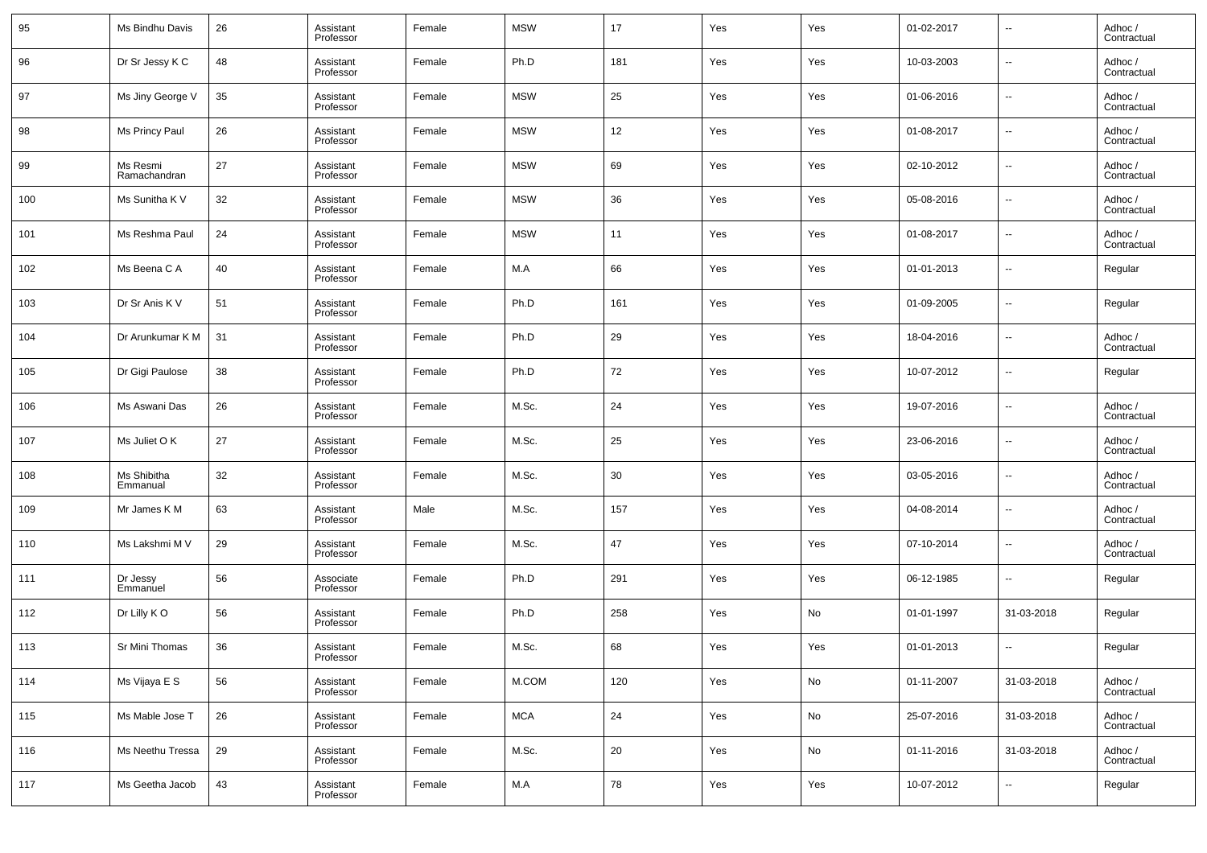| 95 | Ms Bindhu Davis | 26 | Assistant Professor | Female | MSW | 17 | Yes | Yes | 01-02-2017 | -- | Adhoc / Contractual |
|---|---|---|---|---|---|---|---|---|---|---|---|
| 96 | Dr Sr Jessy K C | 48 | Assistant Professor | Female | Ph.D | 181 | Yes | Yes | 10-03-2003 | -- | Adhoc / Contractual |
| 97 | Ms Jiny George V | 35 | Assistant Professor | Female | MSW | 25 | Yes | Yes | 01-06-2016 | -- | Adhoc / Contractual |
| 98 | Ms Princy Paul | 26 | Assistant Professor | Female | MSW | 12 | Yes | Yes | 01-08-2017 | -- | Adhoc / Contractual |
| 99 | Ms Resmi Ramachandran | 27 | Assistant Professor | Female | MSW | 69 | Yes | Yes | 02-10-2012 | -- | Adhoc / Contractual |
| 100 | Ms Sunitha K V | 32 | Assistant Professor | Female | MSW | 36 | Yes | Yes | 05-08-2016 | -- | Adhoc / Contractual |
| 101 | Ms Reshma Paul | 24 | Assistant Professor | Female | MSW | 11 | Yes | Yes | 01-08-2017 | -- | Adhoc / Contractual |
| 102 | Ms Beena C A | 40 | Assistant Professor | Female | M.A | 66 | Yes | Yes | 01-01-2013 | -- | Regular |
| 103 | Dr Sr Anis K V | 51 | Assistant Professor | Female | Ph.D | 161 | Yes | Yes | 01-09-2005 | -- | Regular |
| 104 | Dr Arunkumar K M | 31 | Assistant Professor | Female | Ph.D | 29 | Yes | Yes | 18-04-2016 | -- | Adhoc / Contractual |
| 105 | Dr Gigi Paulose | 38 | Assistant Professor | Female | Ph.D | 72 | Yes | Yes | 10-07-2012 | -- | Regular |
| 106 | Ms Aswani Das | 26 | Assistant Professor | Female | M.Sc. | 24 | Yes | Yes | 19-07-2016 | -- | Adhoc / Contractual |
| 107 | Ms Juliet O K | 27 | Assistant Professor | Female | M.Sc. | 25 | Yes | Yes | 23-06-2016 | -- | Adhoc / Contractual |
| 108 | Ms Shibitha Emmanual | 32 | Assistant Professor | Female | M.Sc. | 30 | Yes | Yes | 03-05-2016 | -- | Adhoc / Contractual |
| 109 | Mr James K M | 63 | Assistant Professor | Male | M.Sc. | 157 | Yes | Yes | 04-08-2014 | -- | Adhoc / Contractual |
| 110 | Ms Lakshmi M V | 29 | Assistant Professor | Female | M.Sc. | 47 | Yes | Yes | 07-10-2014 | -- | Adhoc / Contractual |
| 111 | Dr Jessy Emmanuel | 56 | Associate Professor | Female | Ph.D | 291 | Yes | Yes | 06-12-1985 | -- | Regular |
| 112 | Dr Lilly K O | 56 | Assistant Professor | Female | Ph.D | 258 | Yes | No | 01-01-1997 | 31-03-2018 | Regular |
| 113 | Sr Mini Thomas | 36 | Assistant Professor | Female | M.Sc. | 68 | Yes | Yes | 01-01-2013 | -- | Regular |
| 114 | Ms Vijaya E S | 56 | Assistant Professor | Female | M.COM | 120 | Yes | No | 01-11-2007 | 31-03-2018 | Adhoc / Contractual |
| 115 | Ms Mable Jose T | 26 | Assistant Professor | Female | MCA | 24 | Yes | No | 25-07-2016 | 31-03-2018 | Adhoc / Contractual |
| 116 | Ms Neethu Tressa | 29 | Assistant Professor | Female | M.Sc. | 20 | Yes | No | 01-11-2016 | 31-03-2018 | Adhoc / Contractual |
| 117 | Ms Geetha Jacob | 43 | Assistant Professor | Female | M.A | 78 | Yes | Yes | 10-07-2012 | -- | Regular |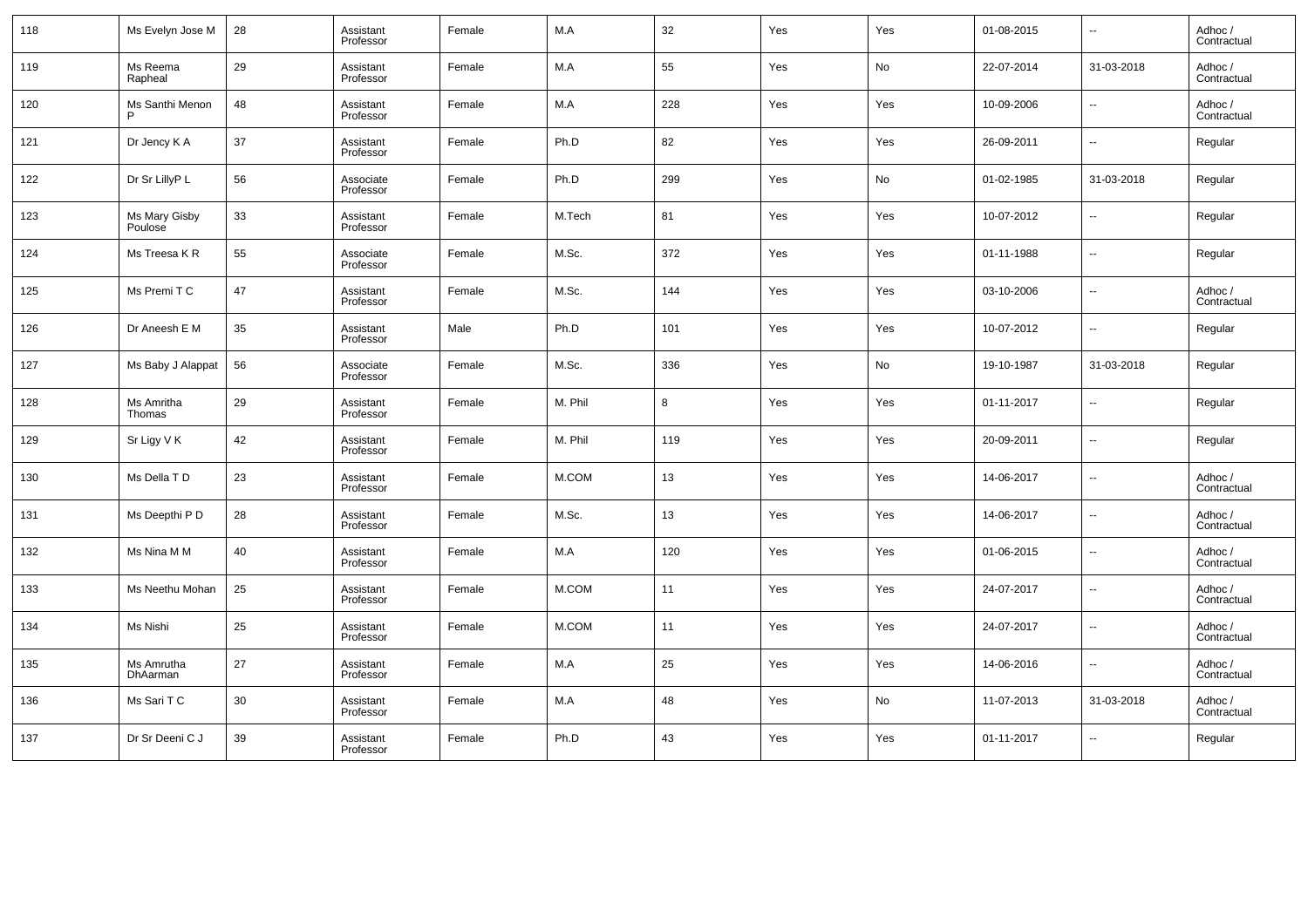| | | | | | | | | | | | |
|---|---|---|---|---|---|---|---|---|---|---|---|
| 118 | Ms Evelyn Jose M | 28 | Assistant Professor | Female | M.A | 32 | Yes | Yes | 01-08-2015 | -- | Adhoc / Contractual |
| 119 | Ms Reema Rapheal | 29 | Assistant Professor | Female | M.A | 55 | Yes | No | 22-07-2014 | 31-03-2018 | Adhoc / Contractual |
| 120 | Ms Santhi Menon P | 48 | Assistant Professor | Female | M.A | 228 | Yes | Yes | 10-09-2006 | -- | Adhoc / Contractual |
| 121 | Dr Jency K A | 37 | Assistant Professor | Female | Ph.D | 82 | Yes | Yes | 26-09-2011 | -- | Regular |
| 122 | Dr Sr LillyP L | 56 | Associate Professor | Female | Ph.D | 299 | Yes | No | 01-02-1985 | 31-03-2018 | Regular |
| 123 | Ms Mary Gisby Poulose | 33 | Assistant Professor | Female | M.Tech | 81 | Yes | Yes | 10-07-2012 | -- | Regular |
| 124 | Ms Treesa K R | 55 | Associate Professor | Female | M.Sc. | 372 | Yes | Yes | 01-11-1988 | -- | Regular |
| 125 | Ms Premi T C | 47 | Assistant Professor | Female | M.Sc. | 144 | Yes | Yes | 03-10-2006 | -- | Adhoc / Contractual |
| 126 | Dr Aneesh E M | 35 | Assistant Professor | Male | Ph.D | 101 | Yes | Yes | 10-07-2012 | -- | Regular |
| 127 | Ms Baby J Alappat | 56 | Associate Professor | Female | M.Sc. | 336 | Yes | No | 19-10-1987 | 31-03-2018 | Regular |
| 128 | Ms Amritha Thomas | 29 | Assistant Professor | Female | M. Phil | 8 | Yes | Yes | 01-11-2017 | -- | Regular |
| 129 | Sr Ligy V K | 42 | Assistant Professor | Female | M. Phil | 119 | Yes | Yes | 20-09-2011 | -- | Regular |
| 130 | Ms Della T D | 23 | Assistant Professor | Female | M.COM | 13 | Yes | Yes | 14-06-2017 | -- | Adhoc / Contractual |
| 131 | Ms Deepthi P D | 28 | Assistant Professor | Female | M.Sc. | 13 | Yes | Yes | 14-06-2017 | -- | Adhoc / Contractual |
| 132 | Ms Nina M M | 40 | Assistant Professor | Female | M.A | 120 | Yes | Yes | 01-06-2015 | -- | Adhoc / Contractual |
| 133 | Ms Neethu Mohan | 25 | Assistant Professor | Female | M.COM | 11 | Yes | Yes | 24-07-2017 | -- | Adhoc / Contractual |
| 134 | Ms Nishi | 25 | Assistant Professor | Female | M.COM | 11 | Yes | Yes | 24-07-2017 | -- | Adhoc / Contractual |
| 135 | Ms Amrutha DhAarman | 27 | Assistant Professor | Female | M.A | 25 | Yes | Yes | 14-06-2016 | -- | Adhoc / Contractual |
| 136 | Ms Sari T C | 30 | Assistant Professor | Female | M.A | 48 | Yes | No | 11-07-2013 | 31-03-2018 | Adhoc / Contractual |
| 137 | Dr Sr Deeni C J | 39 | Assistant Professor | Female | Ph.D | 43 | Yes | Yes | 01-11-2017 | -- | Regular |